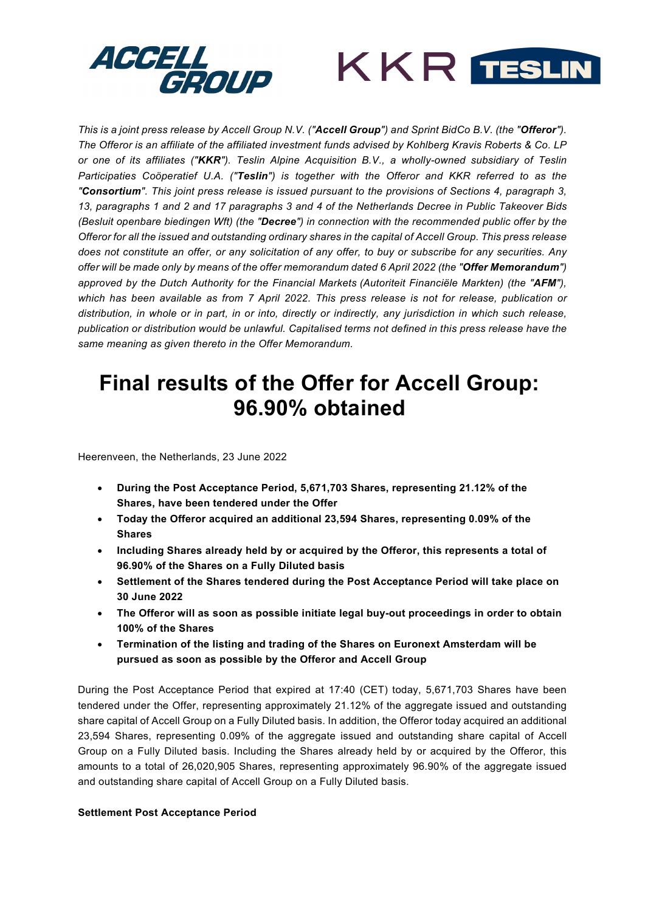*This is a joint press release by Accell Group N.V. ("**Accell Group**") and Sprint BidCo B.V. (the "**Offeror**"). The Offeror is an affiliate of the affiliated investment funds advised by Kohlberg Kravis Roberts & Co. LP or one of its affiliates ("**KKR**"). Teslin Alpine Acquisition B.V., a wholly-owned subsidiary of Teslin Participaties Coöperatief U.A. ("**Teslin**") is together with the Offeror and KKR referred to as the "**Consortium**". This joint press release is issued pursuant to the provisions of Sections 4, paragraph 3, 13, paragraphs 1 and 2 and 17 paragraphs 3 and 4 of the Netherlands Decree in Public Takeover Bids (Besluit openbare biedingen Wft) (the "**Decree**") in connection with the recommended public offer by the Offeror for all the issued and outstanding ordinary shares in the capital of Accell Group. This press release does not constitute an offer, or any solicitation of any offer, to buy or subscribe for any securities. Any offer will be made only by means of the offer memorandum dated 6 April 2022 (the "**Offer Memorandum**") approved by the Dutch Authority for the Financial Markets (Autoriteit Financiële Markten) (the "**AFM**"), which has been available as from 7 April 2022. This press release is not for release, publication or distribution, in whole or in part, in or into, directly or indirectly, any jurisdiction in which such release, publication or distribution would be unlawful. Capitalised terms not defined in this press release have the same meaning as given thereto in the Offer Memorandum.*

# Final results of the Offer for Accell Group: 96.90% obtained

Heerenveen, the Netherlands, 23 June 2022

- **During the Post Acceptance Period, 5,671,703 Shares, representing 21.12% of the Shares, have been tendered under the Offer**
- **Today the Offeror acquired an additional 23,594 Shares, representing 0.09% of the Shares**
- **Including Shares already held by or acquired by the Offeror, this represents a total of 96.90% of the Shares on a Fully Diluted basis**
- **Settlement of the Shares tendered during the Post Acceptance Period will take place on 30 June 2022**
- **The Offeror will as soon as possible initiate legal buy-out proceedings in order to obtain 100% of the Shares**
- **Termination of the listing and trading of the Shares on Euronext Amsterdam will be pursued as soon as possible by the Offeror and Accell Group**

During the Post Acceptance Period that expired at 17:40 (CET) today, 5,671,703 Shares have been tendered under the Offer, representing approximately 21.12% of the aggregate issued and outstanding share capital of Accell Group on a Fully Diluted basis. In addition, the Offeror today acquired an additional 23,594 Shares, representing 0.09% of the aggregate issued and outstanding share capital of Accell Group on a Fully Diluted basis. Including the Shares already held by or acquired by the Offeror, this amounts to a total of 26,020,905 Shares, representing approximately 96.90% of the aggregate issued and outstanding share capital of Accell Group on a Fully Diluted basis.

**Settlement Post Acceptance Period**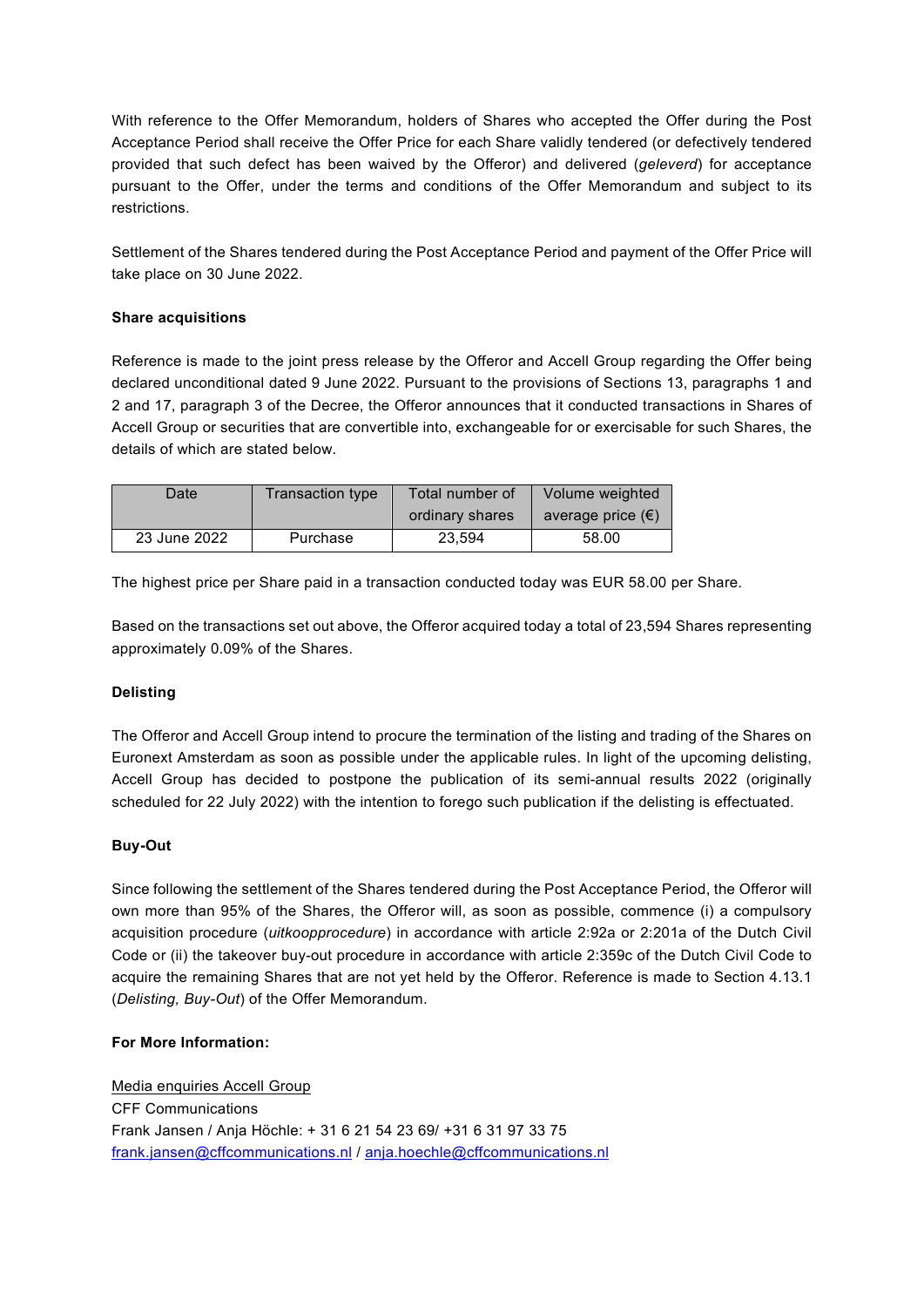With reference to the Offer Memorandum, holders of Shares who accepted the Offer during the Post Acceptance Period shall receive the Offer Price for each Share validly tendered (or defectively tendered provided that such defect has been waived by the Offeror) and delivered (*geleverd*) for acceptance pursuant to the Offer, under the terms and conditions of the Offer Memorandum and subject to its restrictions.

Settlement of the Shares tendered during the Post Acceptance Period and payment of the Offer Price will take place on 30 June 2022.

**Share acquisitions**

Reference is made to the joint press release by the Offeror and Accell Group regarding the Offer being declared unconditional dated 9 June 2022. Pursuant to the provisions of Sections 13, paragraphs 1 and 2 and 17, paragraph 3 of the Decree, the Offeror announces that it conducted transactions in Shares of Accell Group or securities that are convertible into, exchangeable for or exercisable for such Shares, the details of which are stated below.

| Date | Transaction type | Total number of ordinary shares | Volume weighted average price (€) |
|---|---|---|---|
| 23 June 2022 | Purchase | 23,594 | 58.00 |

The highest price per Share paid in a transaction conducted today was EUR 58.00 per Share.

Based on the transactions set out above, the Offeror acquired today a total of 23,594 Shares representing approximately 0.09% of the Shares.

**Delisting**

The Offeror and Accell Group intend to procure the termination of the listing and trading of the Shares on Euronext Amsterdam as soon as possible under the applicable rules. In light of the upcoming delisting, Accell Group has decided to postpone the publication of its semi-annual results 2022 (originally scheduled for 22 July 2022) with the intention to forego such publication if the delisting is effectuated.

**Buy-Out**

Since following the settlement of the Shares tendered during the Post Acceptance Period, the Offeror will own more than 95% of the Shares, the Offeror will, as soon as possible, commence (i) a compulsory acquisition procedure (*uitkoopprocedure*) in accordance with article 2:92a or 2:201a of the Dutch Civil Code or (ii) the takeover buy-out procedure in accordance with article 2:359c of the Dutch Civil Code to acquire the remaining Shares that are not yet held by the Offeror. Reference is made to Section 4.13.1 (*Delisting, Buy-Out*) of the Offer Memorandum.

**For More Information:**

Media enquiries Accell Group
CFF Communications
Frank Jansen / Anja Höchle: + 31 6 21 54 23 69/ +31 6 31 97 33 75
frank.jansen@cffcommunications.nl / anja.hoechle@cffcommunications.nl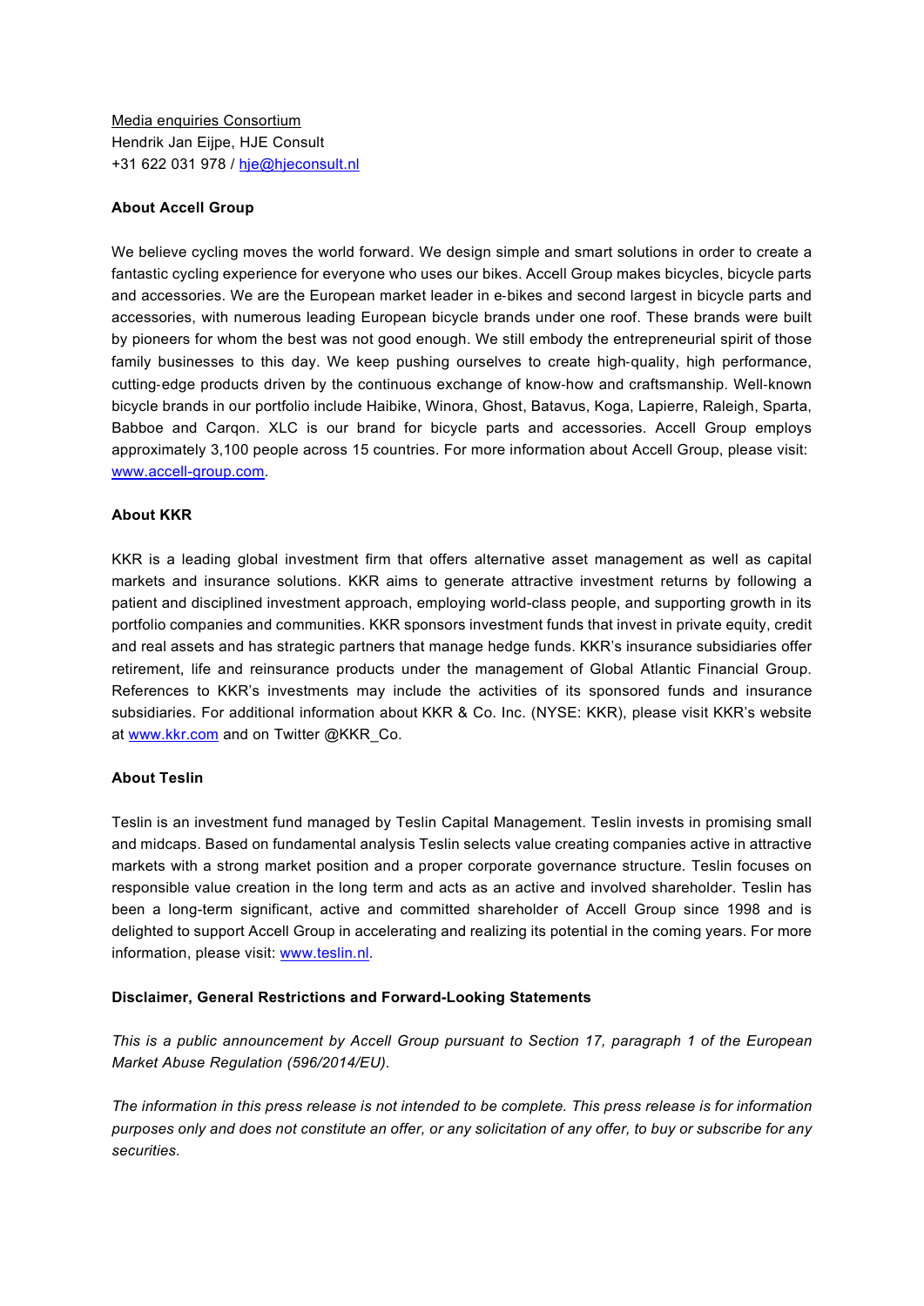Media enquiries Consortium
Hendrik Jan Eijpe, HJE Consult
+31 622 031 978 / hje@hjeconsult.nl

**About Accell Group**

We believe cycling moves the world forward. We design simple and smart solutions in order to create a fantastic cycling experience for everyone who uses our bikes. Accell Group makes bicycles, bicycle parts and accessories. We are the European market leader in e-bikes and second largest in bicycle parts and accessories, with numerous leading European bicycle brands under one roof. These brands were built by pioneers for whom the best was not good enough. We still embody the entrepreneurial spirit of those family businesses to this day. We keep pushing ourselves to create high-quality, high performance, cutting-edge products driven by the continuous exchange of know-how and craftsmanship. Well-known bicycle brands in our portfolio include Haibike, Winora, Ghost, Batavus, Koga, Lapierre, Raleigh, Sparta, Babboe and Carqon. XLC is our brand for bicycle parts and accessories. Accell Group employs approximately 3,100 people across 15 countries. For more information about Accell Group, please visit: www.accell-group.com.

**About KKR**

KKR is a leading global investment firm that offers alternative asset management as well as capital markets and insurance solutions. KKR aims to generate attractive investment returns by following a patient and disciplined investment approach, employing world-class people, and supporting growth in its portfolio companies and communities. KKR sponsors investment funds that invest in private equity, credit and real assets and has strategic partners that manage hedge funds. KKR's insurance subsidiaries offer retirement, life and reinsurance products under the management of Global Atlantic Financial Group. References to KKR's investments may include the activities of its sponsored funds and insurance subsidiaries. For additional information about KKR & Co. Inc. (NYSE: KKR), please visit KKR's website at www.kkr.com and on Twitter @KKR_Co.

**About Teslin**

Teslin is an investment fund managed by Teslin Capital Management. Teslin invests in promising small and midcaps. Based on fundamental analysis Teslin selects value creating companies active in attractive markets with a strong market position and a proper corporate governance structure. Teslin focuses on responsible value creation in the long term and acts as an active and involved shareholder. Teslin has been a long-term significant, active and committed shareholder of Accell Group since 1998 and is delighted to support Accell Group in accelerating and realizing its potential in the coming years. For more information, please visit: www.teslin.nl.

**Disclaimer, General Restrictions and Forward-Looking Statements**

*This is a public announcement by Accell Group pursuant to Section 17, paragraph 1 of the European Market Abuse Regulation (596/2014/EU).*

*The information in this press release is not intended to be complete. This press release is for information purposes only and does not constitute an offer, or any solicitation of any offer, to buy or subscribe for any securities.*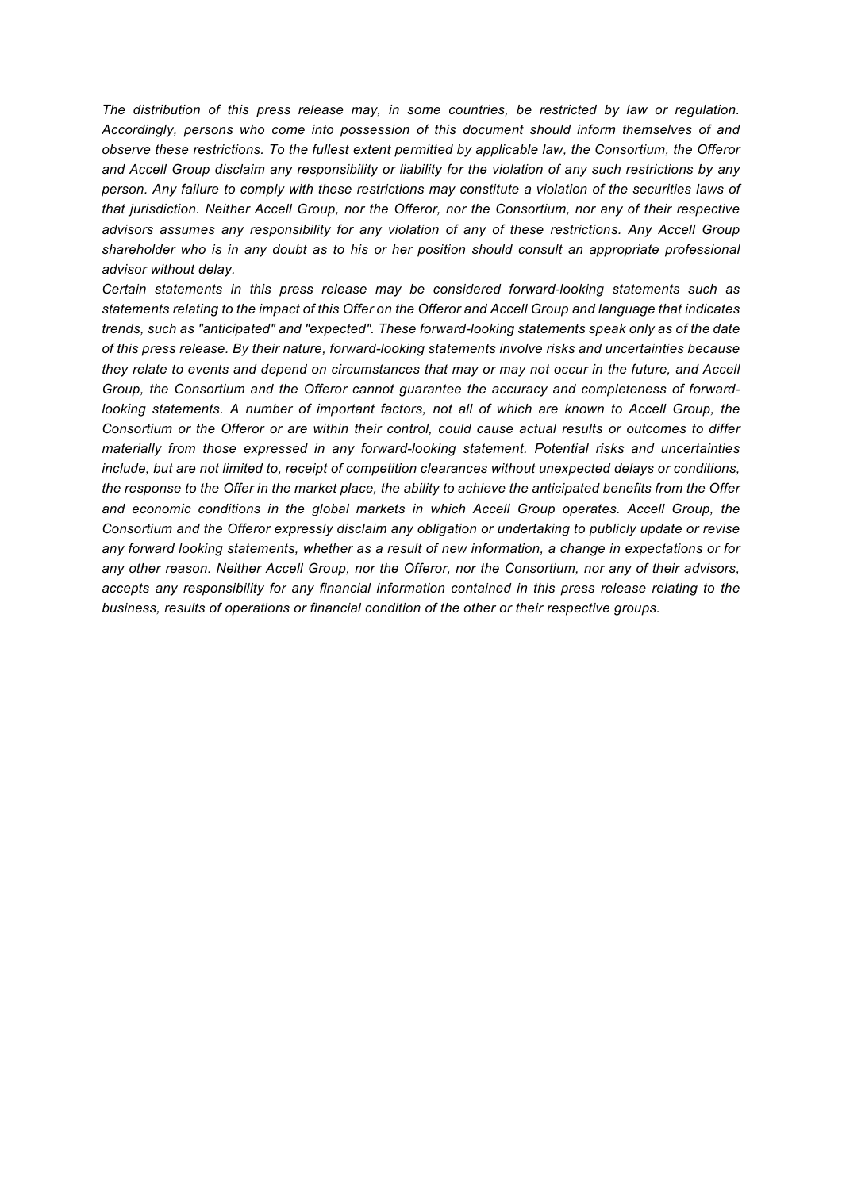*The distribution of this press release may, in some countries, be restricted by law or regulation. Accordingly, persons who come into possession of this document should inform themselves of and observe these restrictions. To the fullest extent permitted by applicable law, the Consortium, the Offeror and Accell Group disclaim any responsibility or liability for the violation of any such restrictions by any person. Any failure to comply with these restrictions may constitute a violation of the securities laws of that jurisdiction. Neither Accell Group, nor the Offeror, nor the Consortium, nor any of their respective advisors assumes any responsibility for any violation of any of these restrictions. Any Accell Group shareholder who is in any doubt as to his or her position should consult an appropriate professional advisor without delay.*

*Certain statements in this press release may be considered forward-looking statements such as statements relating to the impact of this Offer on the Offeror and Accell Group and language that indicates trends, such as "anticipated" and "expected". These forward-looking statements speak only as of the date of this press release. By their nature, forward-looking statements involve risks and uncertainties because they relate to events and depend on circumstances that may or may not occur in the future, and Accell Group, the Consortium and the Offeror cannot guarantee the accuracy and completeness of forward-looking statements. A number of important factors, not all of which are known to Accell Group, the Consortium or the Offeror or are within their control, could cause actual results or outcomes to differ materially from those expressed in any forward-looking statement. Potential risks and uncertainties include, but are not limited to, receipt of competition clearances without unexpected delays or conditions, the response to the Offer in the market place, the ability to achieve the anticipated benefits from the Offer and economic conditions in the global markets in which Accell Group operates. Accell Group, the Consortium and the Offeror expressly disclaim any obligation or undertaking to publicly update or revise any forward looking statements, whether as a result of new information, a change in expectations or for any other reason. Neither Accell Group, nor the Offeror, nor the Consortium, nor any of their advisors, accepts any responsibility for any financial information contained in this press release relating to the business, results of operations or financial condition of the other or their respective groups.*